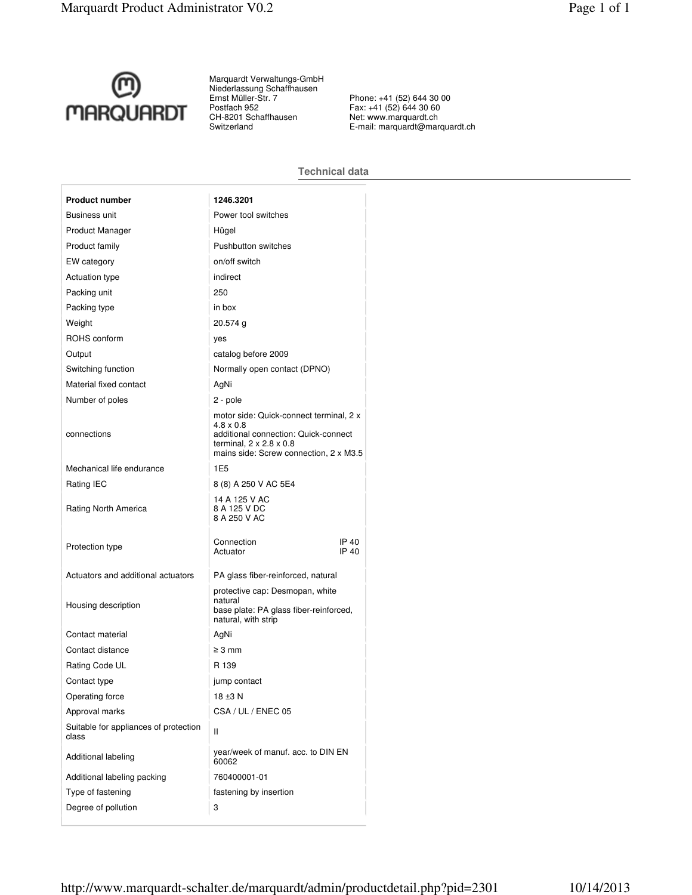MARQUARDT

Marquardt Verwaltungs-GmbH
Niederlassung Schaffhausen
Ernst Müller-Str. 7
Postfach 952
CH-8201 Schaffhausen
Switzerland

Phone: +41 (52) 644 30 00
Fax: +41 (52) 644 30 60
Net: www.marquardt.ch
E-mail: marquardt@marquardt.ch

## Technical data

| **Product number** | **1246.3201** |
|---|---|
| Business unit | Power tool switches |
| Product Manager | Hügel |
| Product family | Pushbutton switches |
| EW category | on/off switch |
| Actuation type | indirect |
| Packing unit | 250 |
| Packing type | in box |
| Weight | 20.574 g |
| ROHS conform | yes |
| Output | catalog before 2009 |
| Switching function | Normally open contact (DPNO) |
| Material fixed contact | AgNi |
| Number of poles | 2 - pole |
| connections | motor side: Quick-connect terminal, 2 x 4.8 x 0.8<br>additional connection: Quick-connect terminal, 2 x 2.8 x 0.8<br>mains side: Screw connection, 2 x M3.5 |
| Mechanical life endurance | 1E5 |
| Rating IEC | 8 (8) A 250 V AC 5E4 |
| Rating North America | 14 A 125 V AC<br>8 A 125 V DC<br>8 A 250 V AC |
| Protection type | Connection IP 40<br>Actuator IP 40 |
| Actuators and additional actuators | PA glass fiber-reinforced, natural |
| Housing description | protective cap: Desmopan, white natural<br>base plate: PA glass fiber-reinforced, natural, with strip |
| Contact material | AgNi |
| Contact distance | ≥ 3 mm |
| Rating Code UL | R 139 |
| Contact type | jump contact |
| Operating force | 18 ±3 N |
| Approval marks | CSA / UL / ENEC 05 |
| Suitable for appliances of protection class | II |
| Additional labeling | year/week of manuf. acc. to DIN EN 60062 |
| Additional labeling packing | 760400001-01 |
| Type of fastening | fastening by insertion |
| Degree of pollution | 3 |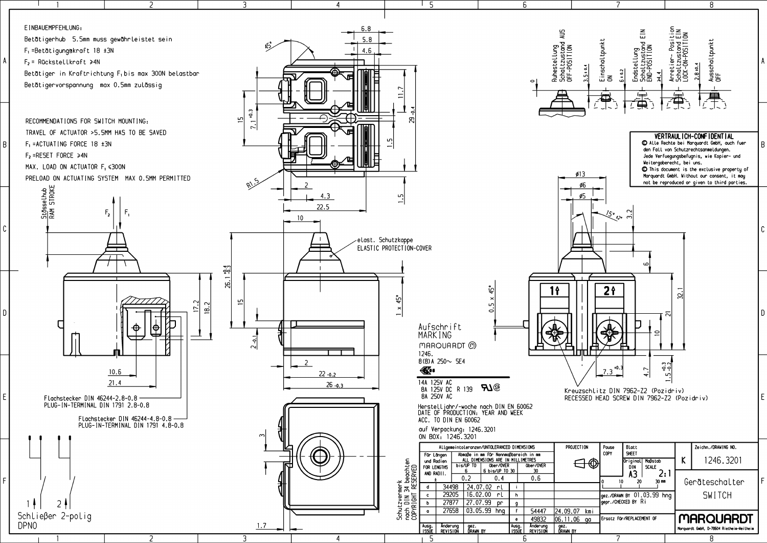EINBAUEMPFEHLUNG:

Betätigerhub 5.5mm muss gewährleistet sein

$F_1$ =Betätigungskraft 18 ±3N

$F_2$ = Rückstellkraft ≥4N

Betätiger in Kraftrichtung $F_1$ bis max 300N belastbar

Betätigervorspannung max 0.5mm zulässig

RECOMMENDATIONS FOR SWITCH MOUNTING:

TRAVEL OF ACTUATOR >5.5MM HAS TO BE SAVED

$F_1$ =ACTUATING FORCE 18 ±3N

$F_2$ =RESET FORCE ≥4N

MAX. LOAD ON ACTUATOR $F_1$ ≤300N

PRELOAD ON ACTUATING SYSTEM MAX 0.5MM PERMITTED

Stösselhub / RAM STROKE

Ruhestellung Schaltzustand AUS / OFF-POSITION — 0

Einschaltpunkt / ON — 3.5 ±0.4

Endstellung Schaltzustand EIN / END-POSITION — 6 ±0.2

Arretier-Position Schaltzustand EIN / LOCK-ON-POSITION — ≥4.4

Ausschaltpunkt / OFF — 2.8 ±0.4

elast. Schutzkappe / ELASTIC PROTECTION-COVER

Flachstecker DIN 46244-2.8-0.8 / PLUG-IN-TERMINAL DIN 1791 2.8-0.8

Flachstecker DIN 46244-4.8-0.8 / PLUG-IN-TERMINAL DIN 1791 4.8-0.8

Schließer 2-polig / DPNO

Kreuzschlitz DIN 7962-Z2 (Pozidriv) / RECESSED HEAD SCREW DIN 7962-Z2 (Pozidriv)

**VERTRAULICH-CONFIDENTIAL**

Alle Rechte bei Marquardt GmbH, auch fuer den Fall von Schutzrechtsanmeldungen. Jede Verfuegungsbefugnis, wie Kopier- und Weitergaberecht, bei uns.

This document is the exclusive property of Marquardt GmbH. Without our consent, it may not be reproduced or given to third parties.

Aufschrift / MARKING

MARQUARDT ⓜ

1246.

8(8)A 250~ 5E4

14A 125V AC

8A 125V DC R 139

8A 250V AC

Herstelljahr/-woche nach DIN EN 60062

DATE OF PRODUCTION: YEAR AND WEEK ACC. TO DIN EN 60062

auf Verpackung: 1246.3201

ON BOX: 1246.3201

Schutzvermerk nach DIN 34 beachten / COPYRIGHT RESERVED

| Allgemeintoleranzen/UNTOLERANCED DIMENSIONS | | | |
|---|---|---|---|
| Für Längen und Radien / FOR LENGTHS AND RADII ± | bis/UP TO 6 | über/OVER 6 bis/UP TO 30 | über/OVER 30 |
| | 0.2 | 0.4 | 0.6 |

| Ausg. ISSUE | Änderung REVISION | gez. DRAWN BY | | Ausg. ISSUE | Änderung REVISION | gez. DRAWN BY |
|---|---|---|---|---|---|---|
| d | 34498 | 24.07.02 | rl | i | | |
| c | 29205 | 16.02.00 | rl | h | | |
| b | 27877 | 27.07.99 | pr | g | | |
| a | 27658 | 03.05.99 | hng | f | 54447 | 24.09.07 kmi |
| | | | | e | 49832 | 06.11.06 ga |

PROJECTION

Pause / COPY

Blatt / SHEET

Original DIN A3

Maßstab / SCALE 2:1

gez./DRAWN BY 01.03.99 hng

gepr./CHECKED BY Ri

Ersatz für/REPLACEMENT OF

K

Zeichn./DRAWING NO. 1246.3201

Geräteschalter / SWITCH

MARQUARDT

Marquardt GmbH, D-78604 Rietheim-Weilheim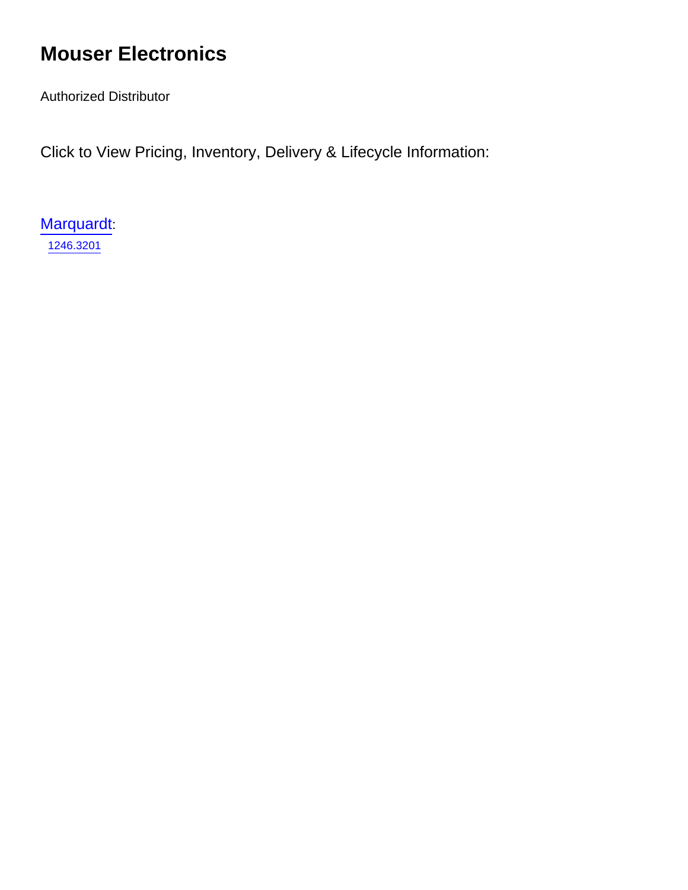# Mouser Electronics

Authorized Distributor

Click to View Pricing, Inventory, Delivery & Lifecycle Information:

Marquardt:

1246.3201